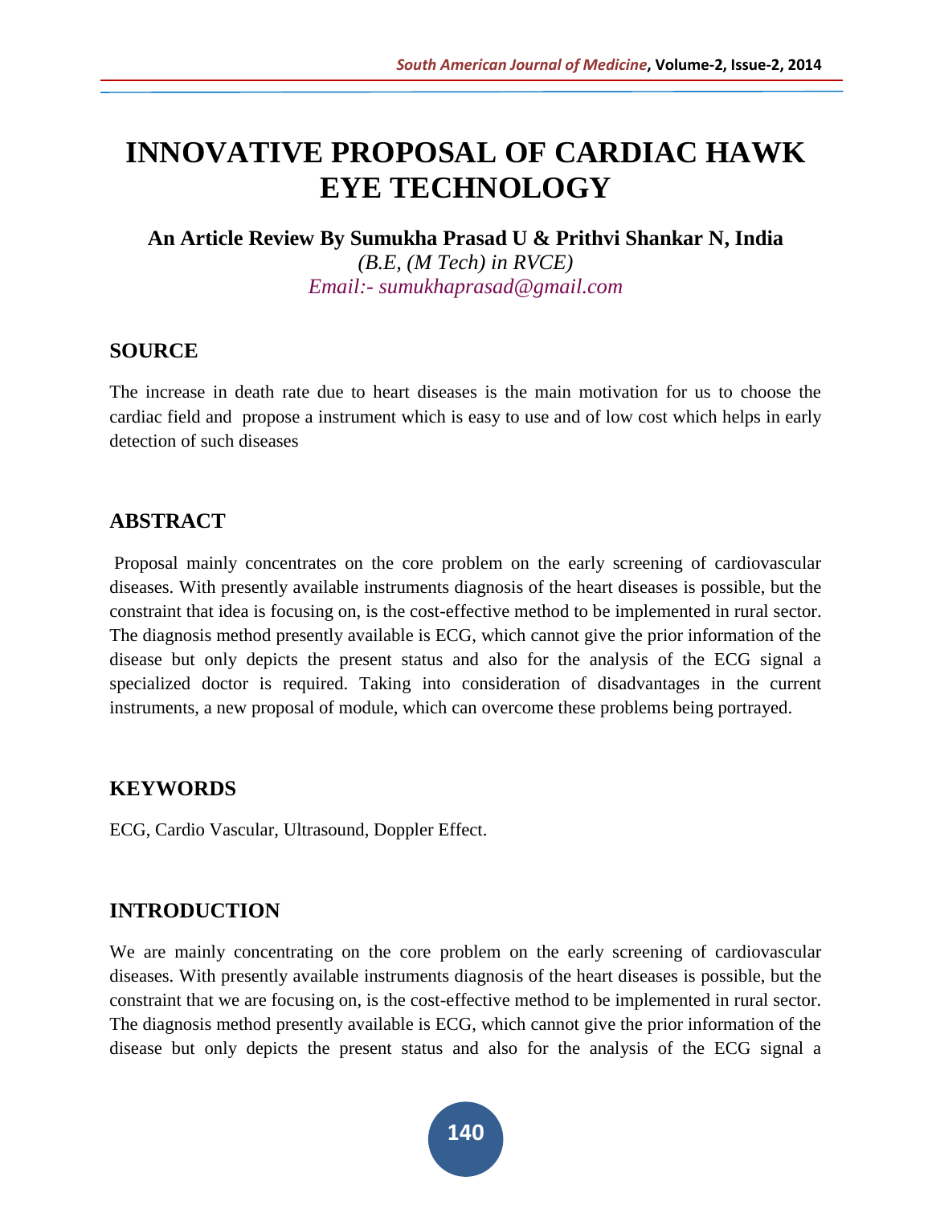# INNOVATIVE PROPOSAL OF CARDIAC HAWK EYE TECHNOLOGY

**An Article Review By Sumukha Prasad U & Prithvi Shankar N, India**

*(B.E, (M Tech) in RVCE)*

*Email:- sumukhaprasad@gmail.com*

## SOURCE

The increase in death rate due to heart diseases is the main motivation for us to choose the cardiac field and propose a instrument which is easy to use and of low cost which helps in early detection of such diseases

## ABSTRACT

Proposal mainly concentrates on the core problem on the early screening of cardiovascular diseases. With presently available instruments diagnosis of the heart diseases is possible, but the constraint that idea is focusing on, is the cost-effective method to be implemented in rural sector. The diagnosis method presently available is ECG, which cannot give the prior information of the disease but only depicts the present status and also for the analysis of the ECG signal a specialized doctor is required. Taking into consideration of disadvantages in the current instruments, a new proposal of module, which can overcome these problems being portrayed.

## KEYWORDS

ECG, Cardio Vascular, Ultrasound, Doppler Effect.

## INTRODUCTION

We are mainly concentrating on the core problem on the early screening of cardiovascular diseases. With presently available instruments diagnosis of the heart diseases is possible, but the constraint that we are focusing on, is the cost-effective method to be implemented in rural sector. The diagnosis method presently available is ECG, which cannot give the prior information of the disease but only depicts the present status and also for the analysis of the ECG signal a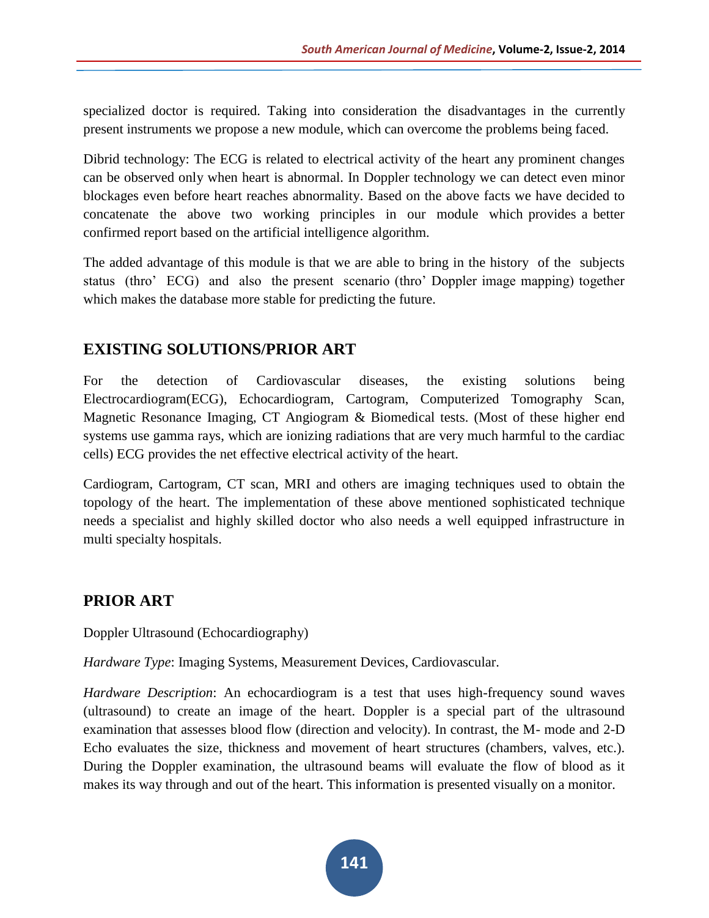specialized doctor is required. Taking into consideration the disadvantages in the currently present instruments we propose a new module, which can overcome the problems being faced.

Dibrid technology: The ECG is related to electrical activity of the heart any prominent changes can be observed only when heart is abnormal. In Doppler technology we can detect even minor blockages even before heart reaches abnormality. Based on the above facts we have decided to concatenate the above two working principles in our module which provides a better confirmed report based on the artificial intelligence algorithm.

The added advantage of this module is that we are able to bring in the history of the subjects status (thro' ECG) and also the present scenario (thro' Doppler image mapping) together which makes the database more stable for predicting the future.

## EXISTING SOLUTIONS/PRIOR ART

For the detection of Cardiovascular diseases, the existing solutions being Electrocardiogram(ECG), Echocardiogram, Cartogram, Computerized Tomography Scan, Magnetic Resonance Imaging, CT Angiogram & Biomedical tests. (Most of these higher end systems use gamma rays, which are ionizing radiations that are very much harmful to the cardiac cells) ECG provides the net effective electrical activity of the heart.

Cardiogram, Cartogram, CT scan, MRI and others are imaging techniques used to obtain the topology of the heart. The implementation of these above mentioned sophisticated technique needs a specialist and highly skilled doctor who also needs a well equipped infrastructure in multi specialty hospitals.

## PRIOR ART

Doppler Ultrasound (Echocardiography)

*Hardware Type*: Imaging Systems, Measurement Devices, Cardiovascular.

*Hardware Description*: An echocardiogram is a test that uses high-frequency sound waves (ultrasound) to create an image of the heart. Doppler is a special part of the ultrasound examination that assesses blood flow (direction and velocity). In contrast, the M- mode and 2-D Echo evaluates the size, thickness and movement of heart structures (chambers, valves, etc.). During the Doppler examination, the ultrasound beams will evaluate the flow of blood as it makes its way through and out of the heart. This information is presented visually on a monitor.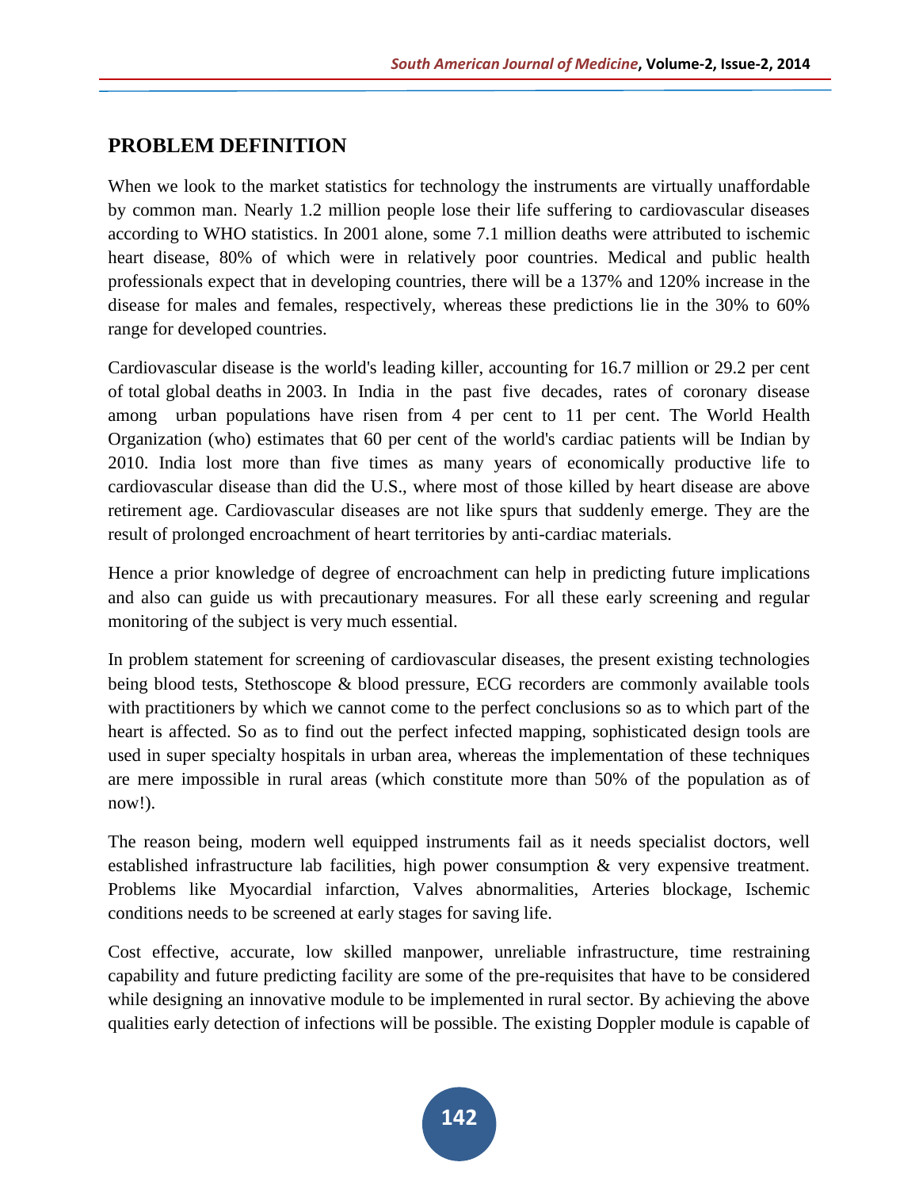## PROBLEM DEFINITION

When we look to the market statistics for technology the instruments are virtually unaffordable by common man. Nearly 1.2 million people lose their life suffering to cardiovascular diseases according to WHO statistics. In 2001 alone, some 7.1 million deaths were attributed to ischemic heart disease, 80% of which were in relatively poor countries. Medical and public health professionals expect that in developing countries, there will be a 137% and 120% increase in the disease for males and females, respectively, whereas these predictions lie in the 30% to 60% range for developed countries.

Cardiovascular disease is the world's leading killer, accounting for 16.7 million or 29.2 per cent of total global deaths in 2003. In India in the past five decades, rates of coronary disease among urban populations have risen from 4 per cent to 11 per cent. The World Health Organization (who) estimates that 60 per cent of the world's cardiac patients will be Indian by 2010. India lost more than five times as many years of economically productive life to cardiovascular disease than did the U.S., where most of those killed by heart disease are above retirement age. Cardiovascular diseases are not like spurs that suddenly emerge. They are the result of prolonged encroachment of heart territories by anti-cardiac materials.

Hence a prior knowledge of degree of encroachment can help in predicting future implications and also can guide us with precautionary measures. For all these early screening and regular monitoring of the subject is very much essential.

In problem statement for screening of cardiovascular diseases, the present existing technologies being blood tests, Stethoscope & blood pressure, ECG recorders are commonly available tools with practitioners by which we cannot come to the perfect conclusions so as to which part of the heart is affected. So as to find out the perfect infected mapping, sophisticated design tools are used in super specialty hospitals in urban area, whereas the implementation of these techniques are mere impossible in rural areas (which constitute more than 50% of the population as of now!).

The reason being, modern well equipped instruments fail as it needs specialist doctors, well established infrastructure lab facilities, high power consumption & very expensive treatment. Problems like Myocardial infarction, Valves abnormalities, Arteries blockage, Ischemic conditions needs to be screened at early stages for saving life.

Cost effective, accurate, low skilled manpower, unreliable infrastructure, time restraining capability and future predicting facility are some of the pre-requisites that have to be considered while designing an innovative module to be implemented in rural sector. By achieving the above qualities early detection of infections will be possible. The existing Doppler module is capable of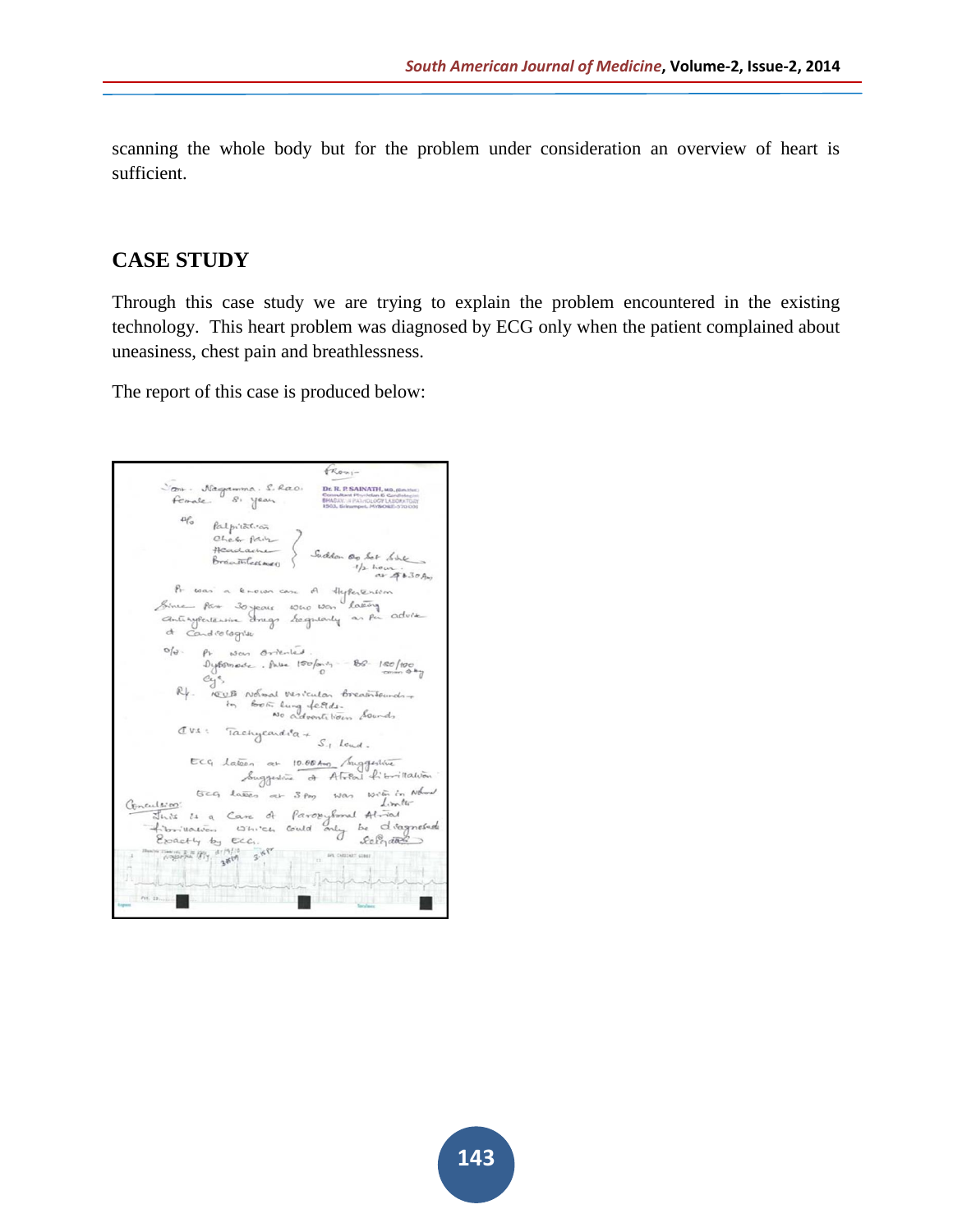scanning the whole body but for the problem under consideration an overview of heart is sufficient.

## CASE STUDY

Through this case study we are trying to explain the problem encountered in the existing technology. This heart problem was diagnosed by ECG only when the patient complained about uneasiness, chest pain and breathlessness.

The report of this case is produced below: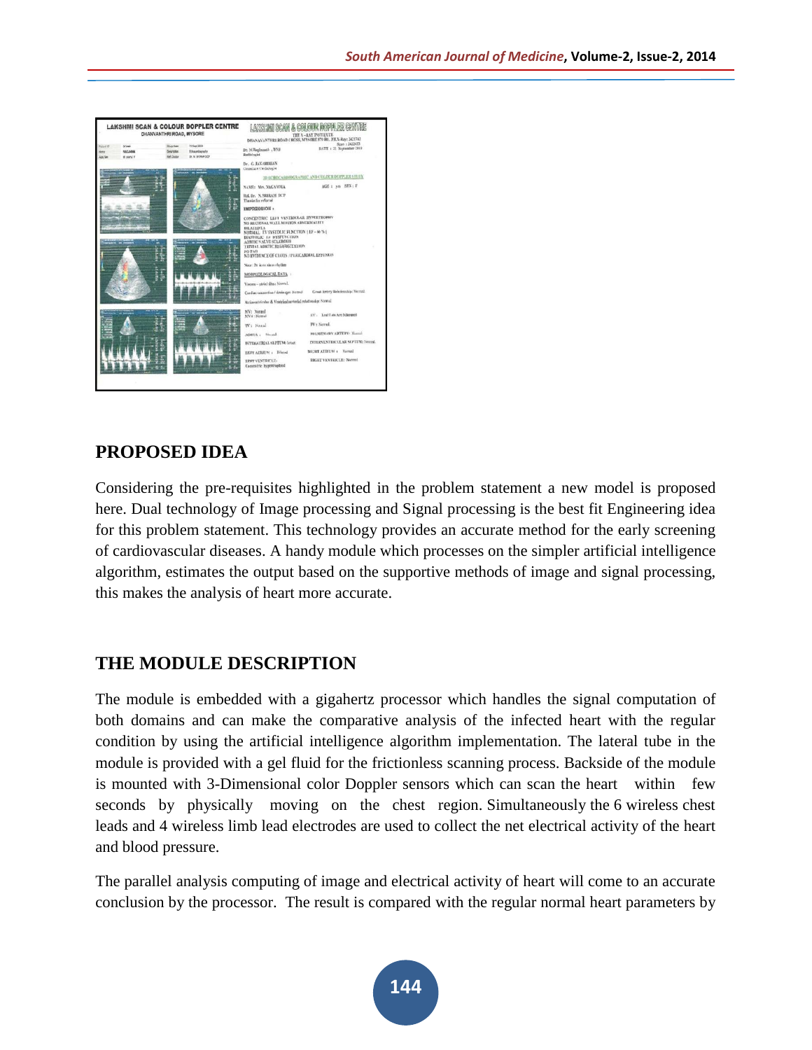## PROPOSED IDEA

Considering the pre-requisites highlighted in the problem statement a new model is proposed here. Dual technology of Image processing and Signal processing is the best fit Engineering idea for this problem statement. This technology provides an accurate method for the early screening of cardiovascular diseases. A handy module which processes on the simpler artificial intelligence algorithm, estimates the output based on the supportive methods of image and signal processing, this makes the analysis of heart more accurate.

## THE MODULE DESCRIPTION

The module is embedded with a gigahertz processor which handles the signal computation of both domains and can make the comparative analysis of the infected heart with the regular condition by using the artificial intelligence algorithm implementation. The lateral tube in the module is provided with a gel fluid for the frictionless scanning process. Backside of the module is mounted with 3-Dimensional color Doppler sensors which can scan the heart within few seconds by physically moving on the chest region. Simultaneously the 6 wireless chest leads and 4 wireless limb lead electrodes are used to collect the net electrical activity of the heart and blood pressure.

The parallel analysis computing of image and electrical activity of heart will come to an accurate conclusion by the processor. The result is compared with the regular normal heart parameters by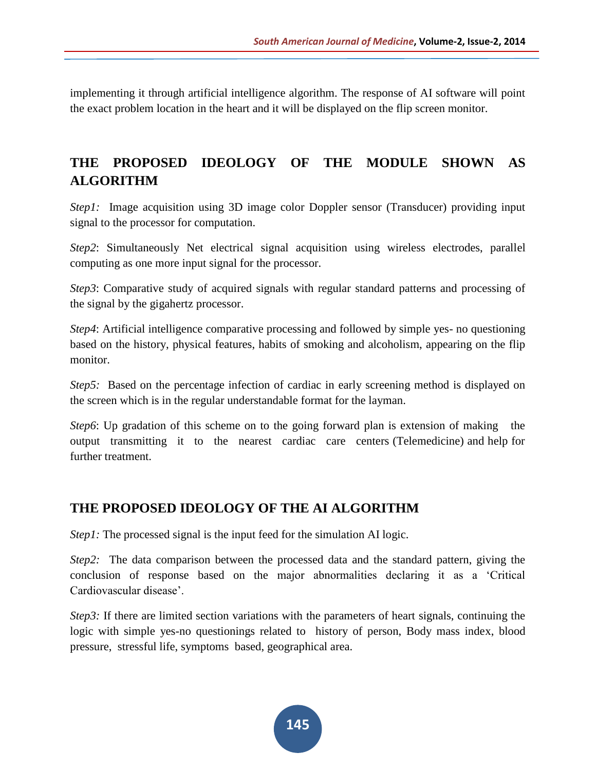implementing it through artificial intelligence algorithm. The response of AI software will point the exact problem location in the heart and it will be displayed on the flip screen monitor.

## THE PROPOSED IDEOLOGY OF THE MODULE SHOWN AS ALGORITHM

*Step1:* Image acquisition using 3D image color Doppler sensor (Transducer) providing input signal to the processor for computation.

*Step2*: Simultaneously Net electrical signal acquisition using wireless electrodes, parallel computing as one more input signal for the processor.

*Step3*: Comparative study of acquired signals with regular standard patterns and processing of the signal by the gigahertz processor.

*Step4*: Artificial intelligence comparative processing and followed by simple yes- no questioning based on the history, physical features, habits of smoking and alcoholism, appearing on the flip monitor.

*Step5:* Based on the percentage infection of cardiac in early screening method is displayed on the screen which is in the regular understandable format for the layman.

*Step6*: Up gradation of this scheme on to the going forward plan is extension of making the output transmitting it to the nearest cardiac care centers (Telemedicine) and help for further treatment.

## THE PROPOSED IDEOLOGY OF THE AI ALGORITHM

*Step1:* The processed signal is the input feed for the simulation AI logic.

*Step2:* The data comparison between the processed data and the standard pattern, giving the conclusion of response based on the major abnormalities declaring it as a 'Critical Cardiovascular disease'.

*Step3:* If there are limited section variations with the parameters of heart signals, continuing the logic with simple yes-no questionings related to history of person, Body mass index, blood pressure, stressful life, symptoms based, geographical area.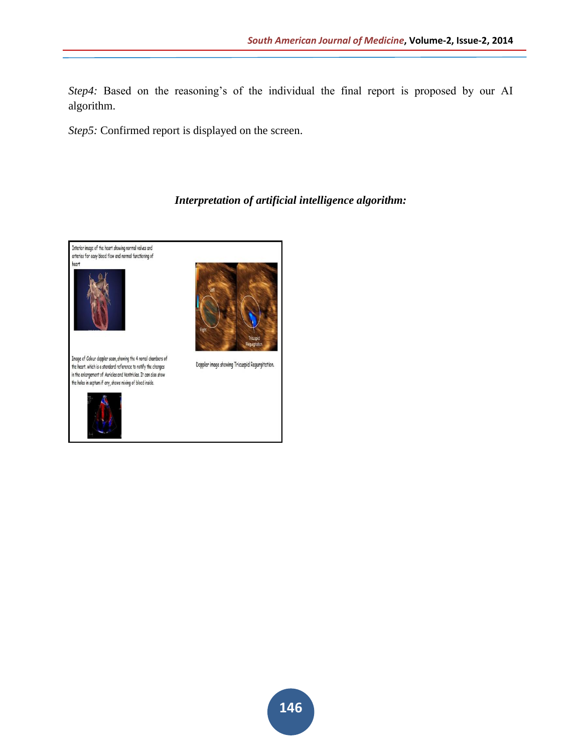*Step4:* Based on the reasoning's of the individual the final report is proposed by our AI algorithm.

*Step5:* Confirmed report is displayed on the screen.

### *Interpretation of artificial intelligence algorithm:*

Interior image of the heart showing normal valves and arteries for easy blood flow and normal functioning of heart

Image of Colour doppler scan, showing the 4 nomal chambers of the heart. which is a standard reference to notify the changes in the enlargement of Auricles and Ventricles. It can also show the holes in septum if any, shows mixing of blood inside.

Doppler image showing Tricuspid Regurgitation.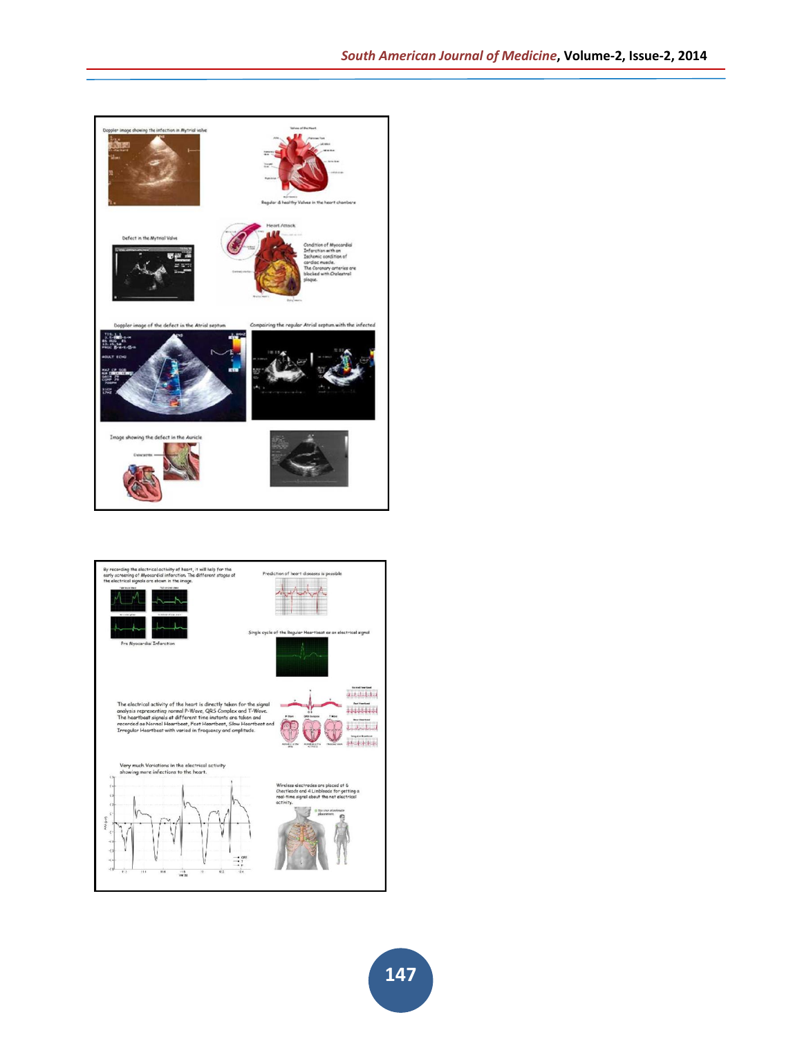Doppler image showing the infection in Mytrial valve

Valves of the Heart

Regular & healthy Valves in the heart chambers

Defect in the Mytral Valve

Heart Attack

Condition of Myocardial Infarction with an Ischemic condition of cardiac muscle. The Coronary arteries are blocked with Cholestrol plaque.

Doppler image of the defect in the Atrial septum

Compairing the regular Atrial septum with the infected

Image showing the defect in the Auricle

By recording the electrical activity of heart, it will help for the early screening of Myocardial infarction. The different stages of the electrical signals are shown in the image.

Pre Myocardial Infarction

Prediction of heart diseases is possible

Single cycle of the Regular Heartbeat as an electrical signal

The electrical activity of the heart is directly taken for the signal analysis representing normal P-Wave, QRS Complex and T-Wave. The heartbeat signals at different time instants are taken and recorded as Normal Heartbeat, Fast Heartbeat, Slow Heartbeat and Irregular Heartbeat with varied in frequency and amplitude.

Very much Variations in the electrical activity showing more infections to the heart.

Wireless electrodes are placed at 6 Chestleads and 4 Limbleads for getting a real-time signal about the net electrical activity.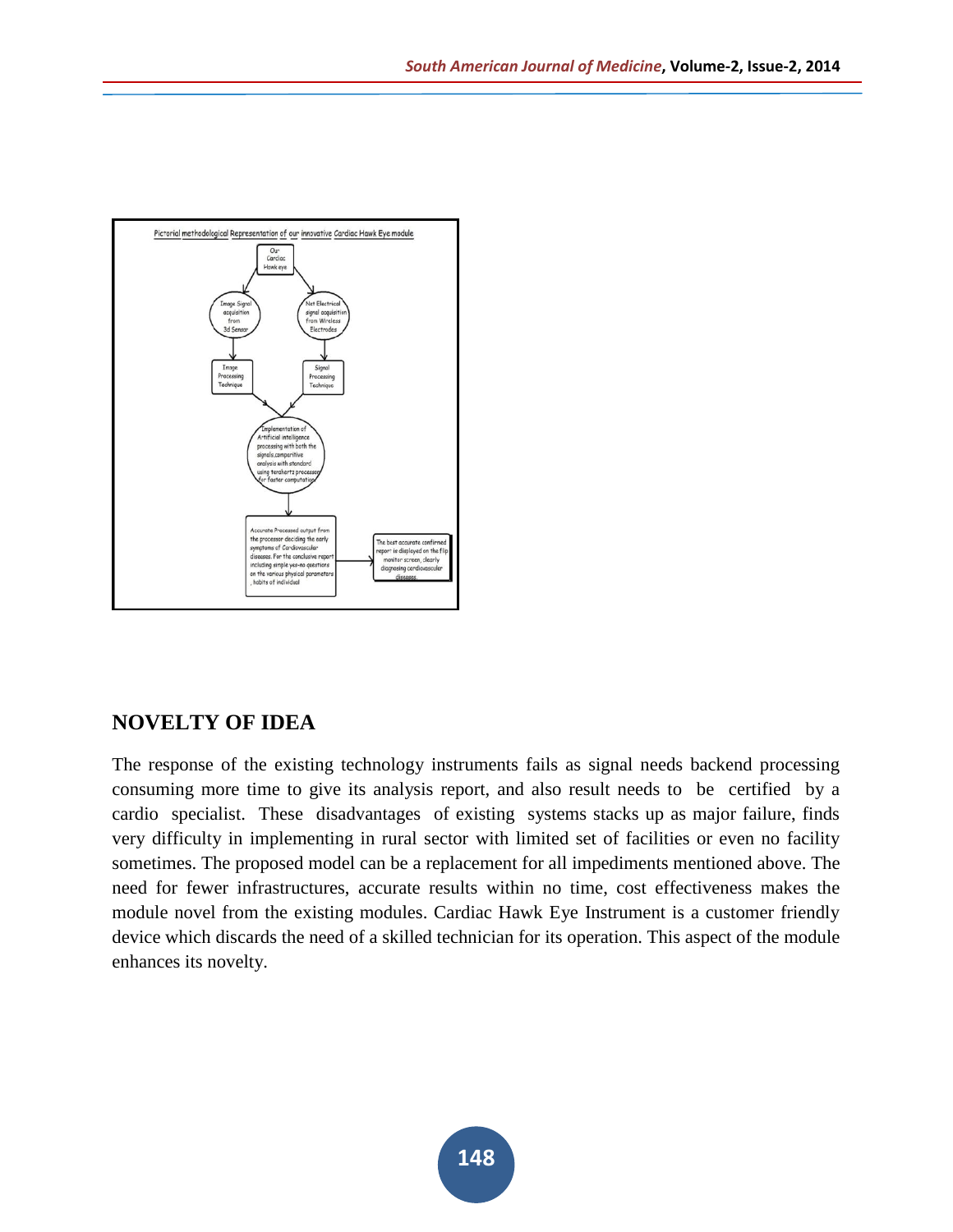Pictorial methodological Representation of our innovative Cardiac Hawk Eye module

- Our Cardiac Hawk eye
  - Image Signal acquisition from 3d Sensor → Image Processing Technique
  - Net Electrical signal acquisition from Wireless Electrodes → Signal Processing Technique
- Implementation of Artificial intelligence processing with both the signals,comparitive analysis with standard using terahertz processor for faster computation
- Accurate Processed output from the processor deciding the early symptoms of Cardiovascular diseases. For the conclusive report including simple yes-no questions on the various physical parameters , habits of individual
- The best accurate confirmed report is displayed on the flip monitor screen, clearly diagnosing cardiovasculer diseases.

## NOVELTY OF IDEA

The response of the existing technology instruments fails as signal needs backend processing consuming more time to give its analysis report, and also result needs to be certified by a cardio specialist. These disadvantages of existing systems stacks up as major failure, finds very difficulty in implementing in rural sector with limited set of facilities or even no facility sometimes. The proposed model can be a replacement for all impediments mentioned above. The need for fewer infrastructures, accurate results within no time, cost effectiveness makes the module novel from the existing modules. Cardiac Hawk Eye Instrument is a customer friendly device which discards the need of a skilled technician for its operation. This aspect of the module enhances its novelty.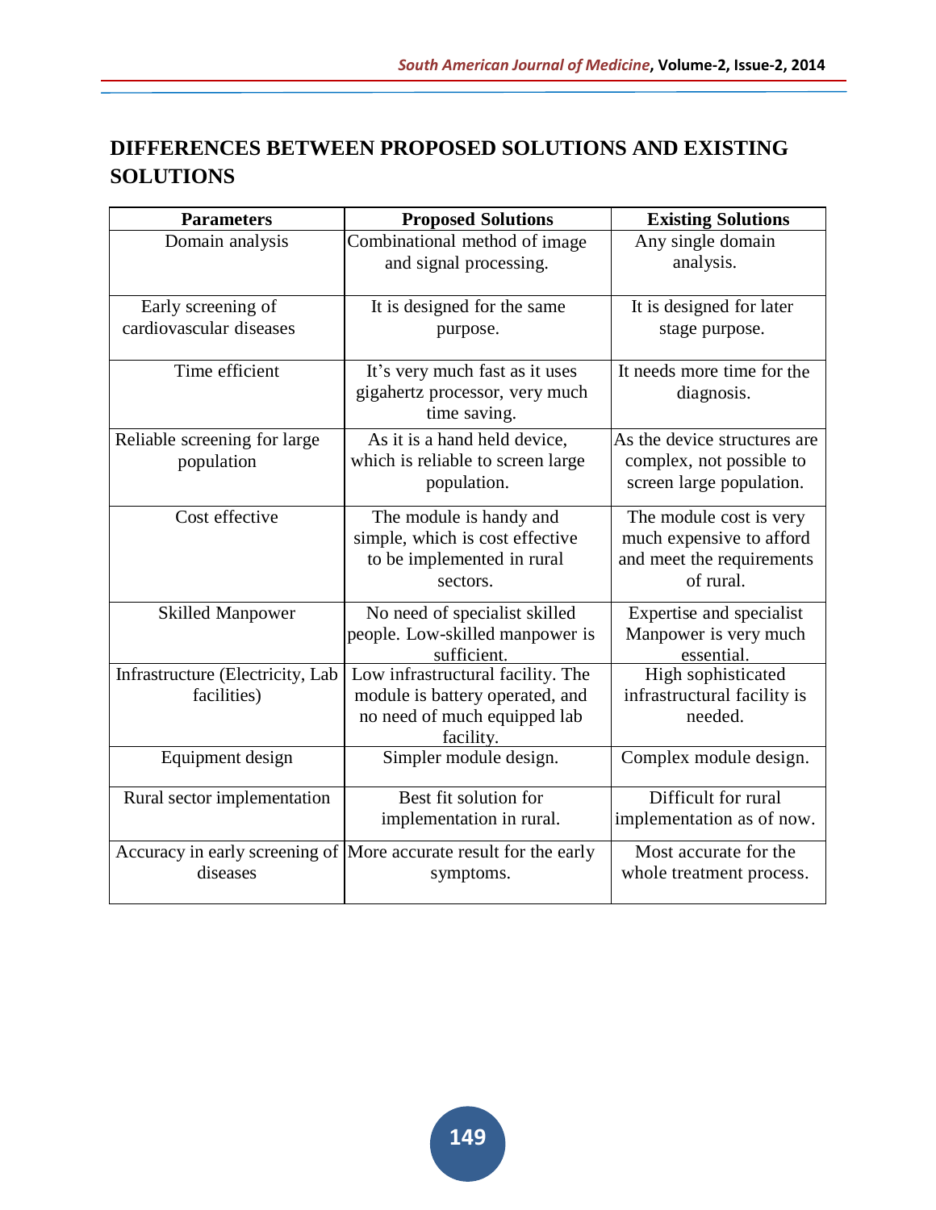## DIFFERENCES BETWEEN PROPOSED SOLUTIONS AND EXISTING SOLUTIONS

| Parameters | Proposed Solutions | Existing Solutions |
|---|---|---|
| Domain analysis | Combinational method of image and signal processing. | Any single domain analysis. |
| Early screening of cardiovascular diseases | It is designed for the same purpose. | It is designed for later stage purpose. |
| Time efficient | It's very much fast as it uses gigahertz processor, very much time saving. | It needs more time for the diagnosis. |
| Reliable screening for large population | As it is a hand held device, which is reliable to screen large population. | As the device structures are complex, not possible to screen large population. |
| Cost effective | The module is handy and simple, which is cost effective to be implemented in rural sectors. | The module cost is very much expensive to afford and meet the requirements of rural. |
| Skilled Manpower | No need of specialist skilled people. Low-skilled manpower is sufficient. | Expertise and specialist Manpower is very much essential. |
| Infrastructure (Electricity, Lab facilities) | Low infrastructural facility. The module is battery operated, and no need of much equipped lab facility. | High sophisticated infrastructural facility is needed. |
| Equipment design | Simpler module design. | Complex module design. |
| Rural sector implementation | Best fit solution for implementation in rural. | Difficult for rural implementation as of now. |
| Accuracy in early screening of diseases | More accurate result for the early symptoms. | Most accurate for the whole treatment process. |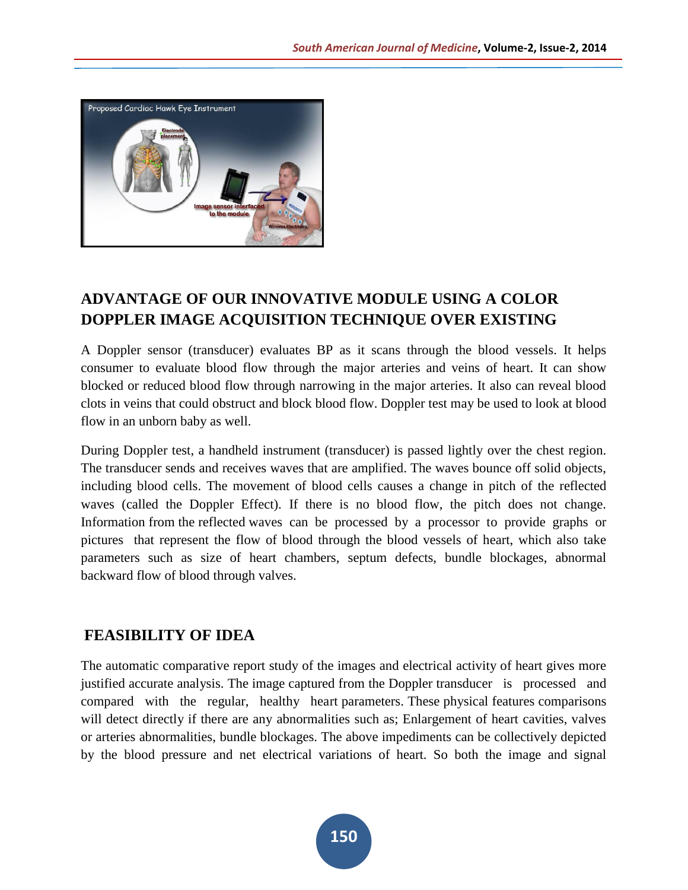## ADVANTAGE OF OUR INNOVATIVE MODULE USING A COLOR DOPPLER IMAGE ACQUISITION TECHNIQUE OVER EXISTING

A Doppler sensor (transducer) evaluates BP as it scans through the blood vessels. It helps consumer to evaluate blood flow through the major arteries and veins of heart. It can show blocked or reduced blood flow through narrowing in the major arteries. It also can reveal blood clots in veins that could obstruct and block blood flow. Doppler test may be used to look at blood flow in an unborn baby as well.

During Doppler test, a handheld instrument (transducer) is passed lightly over the chest region. The transducer sends and receives waves that are amplified. The waves bounce off solid objects, including blood cells. The movement of blood cells causes a change in pitch of the reflected waves (called the Doppler Effect). If there is no blood flow, the pitch does not change. Information from the reflected waves can be processed by a processor to provide graphs or pictures that represent the flow of blood through the blood vessels of heart, which also take parameters such as size of heart chambers, septum defects, bundle blockages, abnormal backward flow of blood through valves.

## FEASIBILITY OF IDEA

The automatic comparative report study of the images and electrical activity of heart gives more justified accurate analysis. The image captured from the Doppler transducer is processed and compared with the regular, healthy heart parameters. These physical features comparisons will detect directly if there are any abnormalities such as; Enlargement of heart cavities, valves or arteries abnormalities, bundle blockages. The above impediments can be collectively depicted by the blood pressure and net electrical variations of heart. So both the image and signal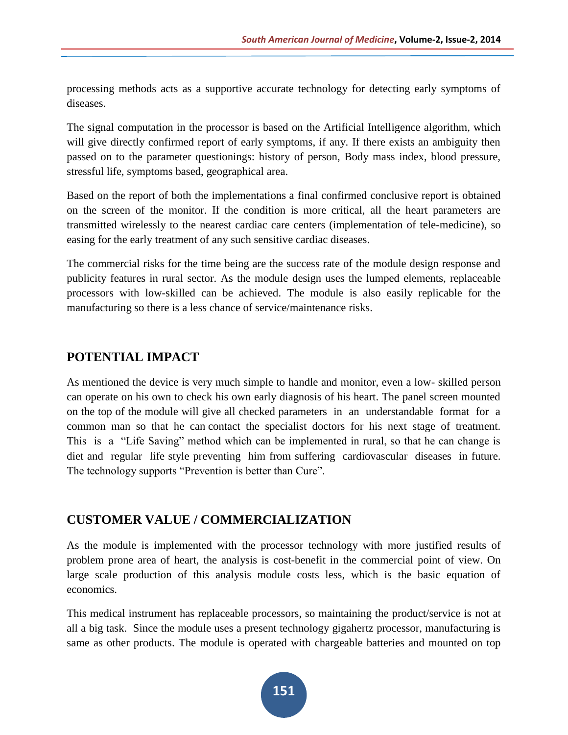processing methods acts as a supportive accurate technology for detecting early symptoms of diseases.

The signal computation in the processor is based on the Artificial Intelligence algorithm, which will give directly confirmed report of early symptoms, if any. If there exists an ambiguity then passed on to the parameter questionings: history of person, Body mass index, blood pressure, stressful life, symptoms based, geographical area.

Based on the report of both the implementations a final confirmed conclusive report is obtained on the screen of the monitor. If the condition is more critical, all the heart parameters are transmitted wirelessly to the nearest cardiac care centers (implementation of tele-medicine), so easing for the early treatment of any such sensitive cardiac diseases.

The commercial risks for the time being are the success rate of the module design response and publicity features in rural sector. As the module design uses the lumped elements, replaceable processors with low-skilled can be achieved. The module is also easily replicable for the manufacturing so there is a less chance of service/maintenance risks.

## POTENTIAL IMPACT

As mentioned the device is very much simple to handle and monitor, even a low- skilled person can operate on his own to check his own early diagnosis of his heart. The panel screen mounted on the top of the module will give all checked parameters in an understandable format for a common man so that he can contact the specialist doctors for his next stage of treatment. This is a "Life Saving" method which can be implemented in rural, so that he can change is diet and regular life style preventing him from suffering cardiovascular diseases in future. The technology supports "Prevention is better than Cure".

## CUSTOMER VALUE / COMMERCIALIZATION

As the module is implemented with the processor technology with more justified results of problem prone area of heart, the analysis is cost-benefit in the commercial point of view. On large scale production of this analysis module costs less, which is the basic equation of economics.

This medical instrument has replaceable processors, so maintaining the product/service is not at all a big task. Since the module uses a present technology gigahertz processor, manufacturing is same as other products. The module is operated with chargeable batteries and mounted on top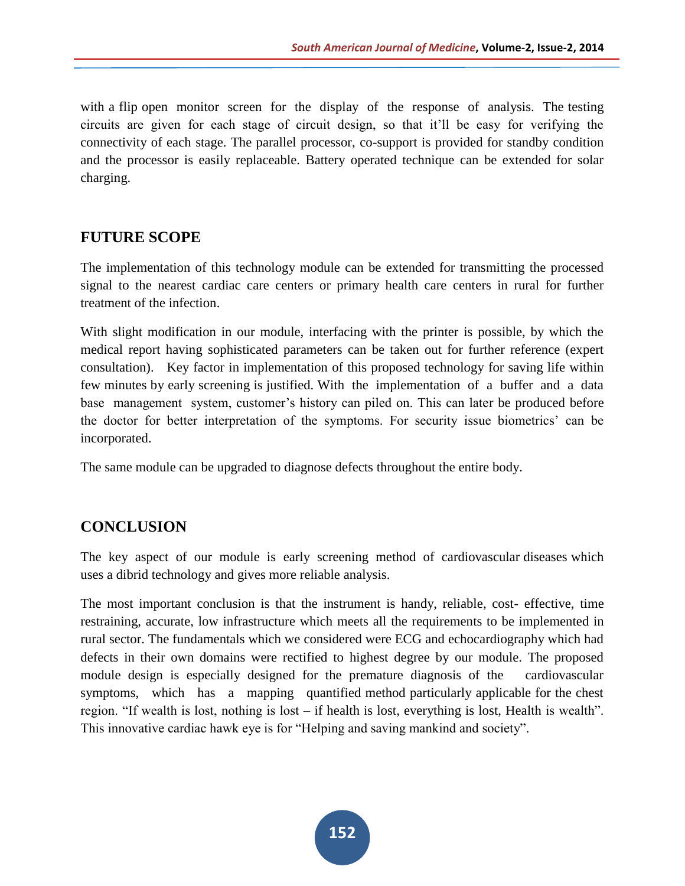with a flip open monitor screen for the display of the response of analysis. The testing circuits are given for each stage of circuit design, so that it'll be easy for verifying the connectivity of each stage. The parallel processor, co-support is provided for standby condition and the processor is easily replaceable. Battery operated technique can be extended for solar charging.

## FUTURE SCOPE

The implementation of this technology module can be extended for transmitting the processed signal to the nearest cardiac care centers or primary health care centers in rural for further treatment of the infection.

With slight modification in our module, interfacing with the printer is possible, by which the medical report having sophisticated parameters can be taken out for further reference (expert consultation). Key factor in implementation of this proposed technology for saving life within few minutes by early screening is justified. With the implementation of a buffer and a data base management system, customer's history can piled on. This can later be produced before the doctor for better interpretation of the symptoms. For security issue biometrics' can be incorporated.

The same module can be upgraded to diagnose defects throughout the entire body.

## CONCLUSION

The key aspect of our module is early screening method of cardiovascular diseases which uses a dibrid technology and gives more reliable analysis.

The most important conclusion is that the instrument is handy, reliable, cost- effective, time restraining, accurate, low infrastructure which meets all the requirements to be implemented in rural sector. The fundamentals which we considered were ECG and echocardiography which had defects in their own domains were rectified to highest degree by our module. The proposed module design is especially designed for the premature diagnosis of the cardiovascular symptoms, which has a mapping quantified method particularly applicable for the chest region. "If wealth is lost, nothing is lost – if health is lost, everything is lost, Health is wealth". This innovative cardiac hawk eye is for "Helping and saving mankind and society".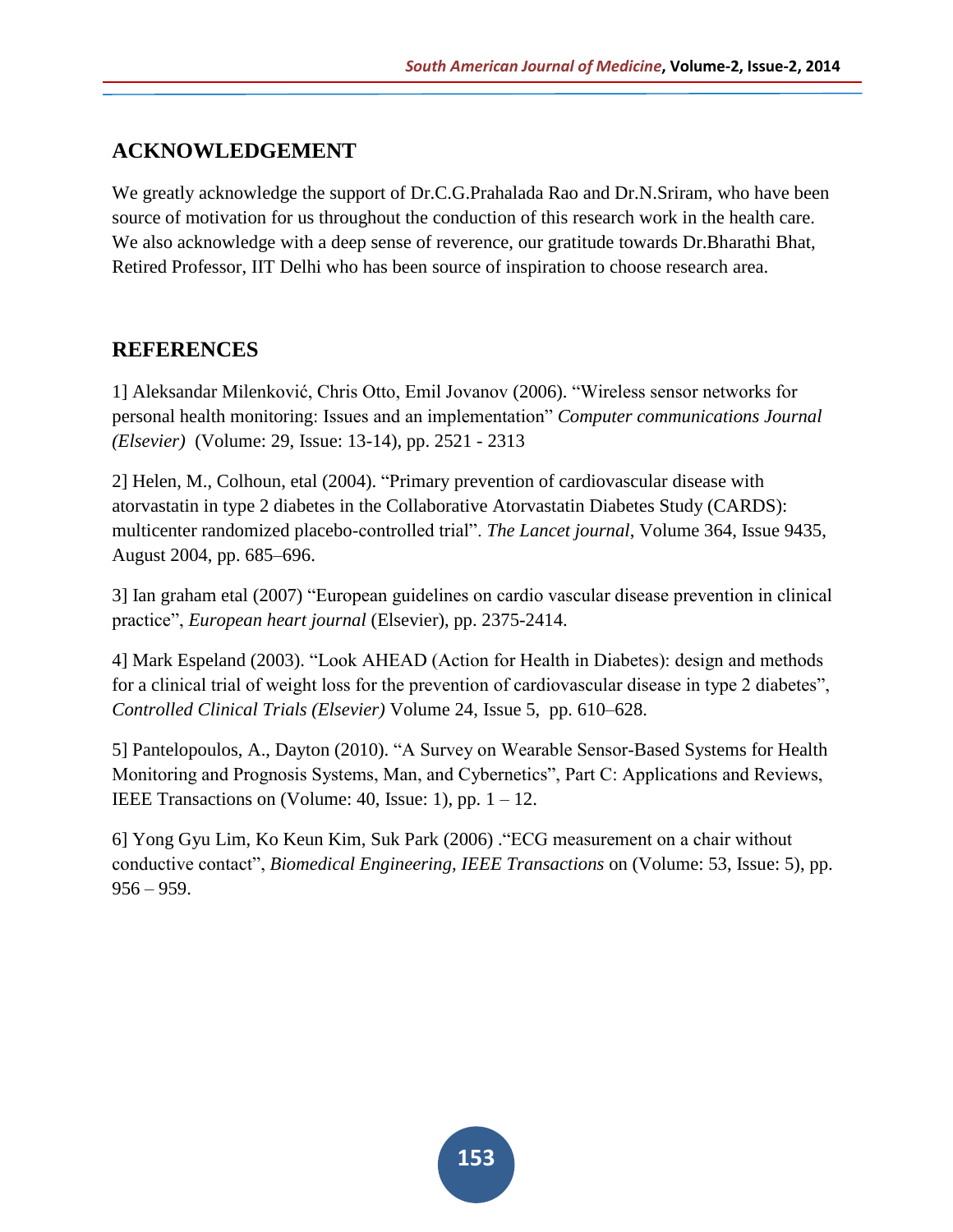## ACKNOWLEDGEMENT

We greatly acknowledge the support of Dr.C.G.Prahalada Rao and Dr.N.Sriram, who have been source of motivation for us throughout the conduction of this research work in the health care. We also acknowledge with a deep sense of reverence, our gratitude towards Dr.Bharathi Bhat, Retired Professor, IIT Delhi who has been source of inspiration to choose research area.

## REFERENCES

1] Aleksandar Milenković, Chris Otto, Emil Jovanov (2006). "Wireless sensor networks for personal health monitoring: Issues and an implementation" *Computer communications Journal (Elsevier)* (Volume: 29, Issue: 13-14), pp. 2521 - 2313

2] Helen, M., Colhoun, etal (2004). "Primary prevention of cardiovascular disease with atorvastatin in type 2 diabetes in the Collaborative Atorvastatin Diabetes Study (CARDS): multicenter randomized placebo-controlled trial". *The Lancet journal*, Volume 364, Issue 9435, August 2004, pp. 685–696.

3] Ian graham etal (2007) "European guidelines on cardio vascular disease prevention in clinical practice", *European heart journal* (Elsevier), pp. 2375-2414.

4] Mark Espeland (2003). "Look AHEAD (Action for Health in Diabetes): design and methods for a clinical trial of weight loss for the prevention of cardiovascular disease in type 2 diabetes", *Controlled Clinical Trials (Elsevier)* Volume 24, Issue 5, pp. 610–628.

5] Pantelopoulos, A., Dayton (2010). "A Survey on Wearable Sensor-Based Systems for Health Monitoring and Prognosis Systems, Man, and Cybernetics", Part C: Applications and Reviews, IEEE Transactions on (Volume: 40, Issue: 1), pp. 1 – 12.

6] Yong Gyu Lim, Ko Keun Kim, Suk Park (2006) ."ECG measurement on a chair without conductive contact", *Biomedical Engineering, IEEE Transactions* on (Volume: 53, Issue: 5), pp. 956 – 959.